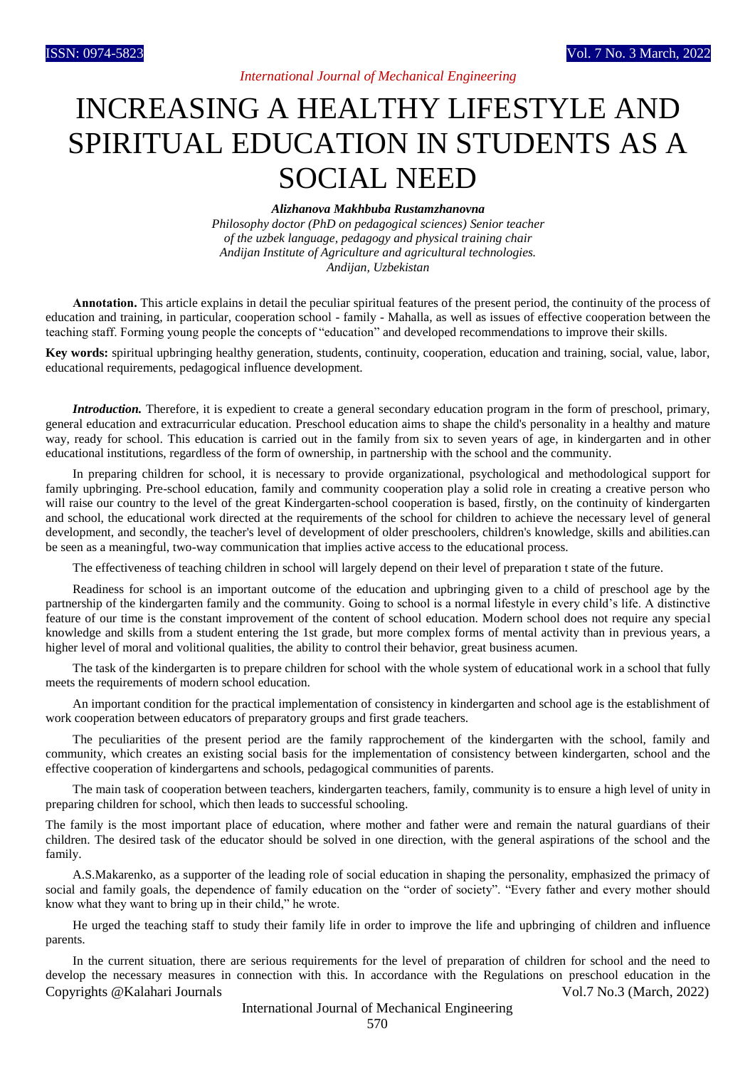# INCREASING A HEALTHY LIFESTYLE AND SPIRITUAL EDUCATION IN STUDENTS AS A SOCIAL NEED

***Alizhanova Makhbuba Rustamzhanovna***

*Philosophy doctor (PhD on pedagogical sciences) Senior teacher of the uzbek language, pedagogy and physical training chair Andijan Institute of Agriculture and agricultural technologies. Andijan, Uzbekistan*

**Annotation.** This article explains in detail the peculiar spiritual features of the present period, the continuity of the process of education and training, in particular, cooperation school - family - Mahalla, as well as issues of effective cooperation between the teaching staff. Forming young people the concepts of "education" and developed recommendations to improve their skills.

**Key words:** spiritual upbringing healthy generation, students, continuity, cooperation, education and training, social, value, labor, educational requirements, pedagogical influence development.

***Introduction.*** Therefore, it is expedient to create a general secondary education program in the form of preschool, primary, general education and extracurricular education. Preschool education aims to shape the child's personality in a healthy and mature way, ready for school. This education is carried out in the family from six to seven years of age, in kindergarten and in other educational institutions, regardless of the form of ownership, in partnership with the school and the community.

In preparing children for school, it is necessary to provide organizational, psychological and methodological support for family upbringing. Pre-school education, family and community cooperation play a solid role in creating a creative person who will raise our country to the level of the great Kindergarten-school cooperation is based, firstly, on the continuity of kindergarten and school, the educational work directed at the requirements of the school for children to achieve the necessary level of general development, and secondly, the teacher's level of development of older preschoolers, children's knowledge, skills and abilities.can be seen as a meaningful, two-way communication that implies active access to the educational process.

The effectiveness of teaching children in school will largely depend on their level of preparation t state of the future.

Readiness for school is an important outcome of the education and upbringing given to a child of preschool age by the partnership of the kindergarten family and the community. Going to school is a normal lifestyle in every child's life. A distinctive feature of our time is the constant improvement of the content of school education. Modern school does not require any special knowledge and skills from a student entering the 1st grade, but more complex forms of mental activity than in previous years, a higher level of moral and volitional qualities, the ability to control their behavior, great business acumen.

The task of the kindergarten is to prepare children for school with the whole system of educational work in a school that fully meets the requirements of modern school education.

An important condition for the practical implementation of consistency in kindergarten and school age is the establishment of work cooperation between educators of preparatory groups and first grade teachers.

The peculiarities of the present period are the family rapprochement of the kindergarten with the school, family and community, which creates an existing social basis for the implementation of consistency between kindergarten, school and the effective cooperation of kindergartens and schools, pedagogical communities of parents.

The main task of cooperation between teachers, kindergarten teachers, family, community is to ensure a high level of unity in preparing children for school, which then leads to successful schooling.

The family is the most important place of education, where mother and father were and remain the natural guardians of their children. The desired task of the educator should be solved in one direction, with the general aspirations of the school and the family.

A.S.Makarenko, as a supporter of the leading role of social education in shaping the personality, emphasized the primacy of social and family goals, the dependence of family education on the "order of society". "Every father and every mother should know what they want to bring up in their child," he wrote.

He urged the teaching staff to study their family life in order to improve the life and upbringing of children and influence parents.

In the current situation, there are serious requirements for the level of preparation of children for school and the need to develop the necessary measures in connection with this. In accordance with the Regulations on preschool education in the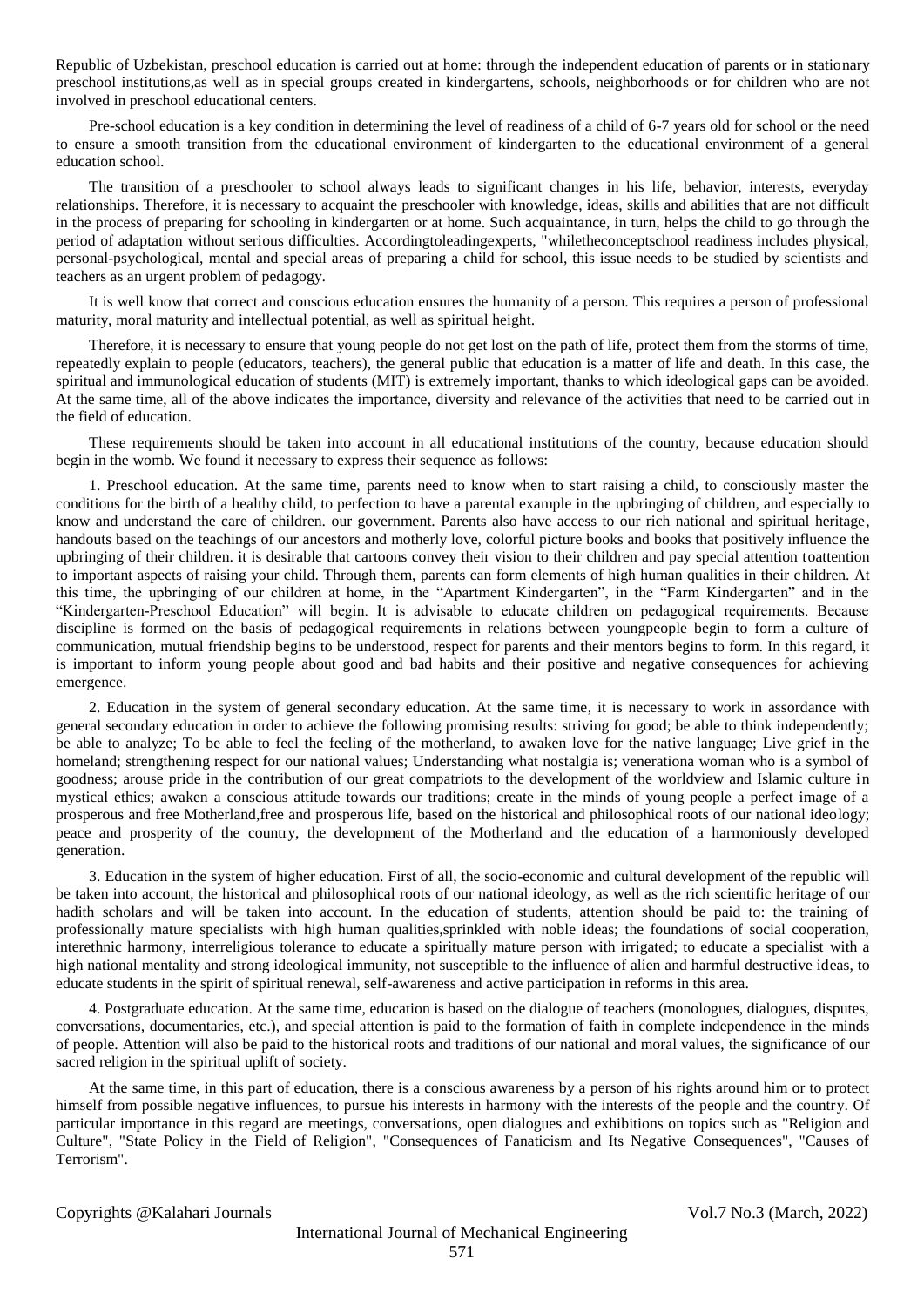Republic of Uzbekistan, preschool education is carried out at home: through the independent education of parents or in stationary preschool institutions,as well as in special groups created in kindergartens, schools, neighborhoods or for children who are not involved in preschool educational centers.

Pre-school education is a key condition in determining the level of readiness of a child of 6-7 years old for school or the need to ensure a smooth transition from the educational environment of kindergarten to the educational environment of a general education school.

The transition of a preschooler to school always leads to significant changes in his life, behavior, interests, everyday relationships. Therefore, it is necessary to acquaint the preschooler with knowledge, ideas, skills and abilities that are not difficult in the process of preparing for schooling in kindergarten or at home. Such acquaintance, in turn, helps the child to go through the period of adaptation without serious difficulties. Accordingtoleadingexperts, "whiletheconceptschool readiness includes physical, personal-psychological, mental and special areas of preparing a child for school, this issue needs to be studied by scientists and teachers as an urgent problem of pedagogy.

It is well know that correct and conscious education ensures the humanity of a person. This requires a person of professional maturity, moral maturity and intellectual potential, as well as spiritual height.

Therefore, it is necessary to ensure that young people do not get lost on the path of life, protect them from the storms of time, repeatedly explain to people (educators, teachers), the general public that education is a matter of life and death. In this case, the spiritual and immunological education of students (MIT) is extremely important, thanks to which ideological gaps can be avoided. At the same time, all of the above indicates the importance, diversity and relevance of the activities that need to be carried out in the field of education.

These requirements should be taken into account in all educational institutions of the country, because education should begin in the womb. We found it necessary to express their sequence as follows:

1. Preschool education. At the same time, parents need to know when to start raising a child, to consciously master the conditions for the birth of a healthy child, to perfection to have a parental example in the upbringing of children, and especially to know and understand the care of children. our government. Parents also have access to our rich national and spiritual heritage, handouts based on the teachings of our ancestors and motherly love, colorful picture books and books that positively influence the upbringing of their children. it is desirable that cartoons convey their vision to their children and pay special attention toattention to important aspects of raising your child. Through them, parents can form elements of high human qualities in their children. At this time, the upbringing of our children at home, in the "Apartment Kindergarten", in the "Farm Kindergarten" and in the "Kindergarten-Preschool Education" will begin. It is advisable to educate children on pedagogical requirements. Because discipline is formed on the basis of pedagogical requirements in relations between youngpeople begin to form a culture of communication, mutual friendship begins to be understood, respect for parents and their mentors begins to form. In this regard, it is important to inform young people about good and bad habits and their positive and negative consequences for achieving emergence.

2. Education in the system of general secondary education. At the same time, it is necessary to work in assordance with general secondary education in order to achieve the following promising results: striving for good; be able to think independently; be able to analyze; To be able to feel the feeling of the motherland, to awaken love for the native language; Live grief in the homeland; strengthening respect for our national values; Understanding what nostalgia is; venerationa woman who is a symbol of goodness; arouse pride in the contribution of our great compatriots to the development of the worldview and Islamic culture in mystical ethics; awaken a conscious attitude towards our traditions; create in the minds of young people a perfect image of a prosperous and free Motherland,free and prosperous life, based on the historical and philosophical roots of our national ideology; peace and prosperity of the country, the development of the Motherland and the education of a harmoniously developed generation.

3. Education in the system of higher education. First of all, the socio-economic and cultural development of the republic will be taken into account, the historical and philosophical roots of our national ideology, as well as the rich scientific heritage of our hadith scholars and will be taken into account. In the education of students, attention should be paid to: the training of professionally mature specialists with high human qualities,sprinkled with noble ideas; the foundations of social cooperation, interethnic harmony, interreligious tolerance to educate a spiritually mature person with irrigated; to educate a specialist with a high national mentality and strong ideological immunity, not susceptible to the influence of alien and harmful destructive ideas, to educate students in the spirit of spiritual renewal, self-awareness and active participation in reforms in this area.

4. Postgraduate education. At the same time, education is based on the dialogue of teachers (monologues, dialogues, disputes, conversations, documentaries, etc.), and special attention is paid to the formation of faith in complete independence in the minds of people. Attention will also be paid to the historical roots and traditions of our national and moral values, the significance of our sacred religion in the spiritual uplift of society.

At the same time, in this part of education, there is a conscious awareness by a person of his rights around him or to protect himself from possible negative influences, to pursue his interests in harmony with the interests of the people and the country. Of particular importance in this regard are meetings, conversations, open dialogues and exhibitions on topics such as "Religion and Culture", "State Policy in the Field of Religion", "Consequences of Fanaticism and Its Negative Consequences", "Causes of Terrorism".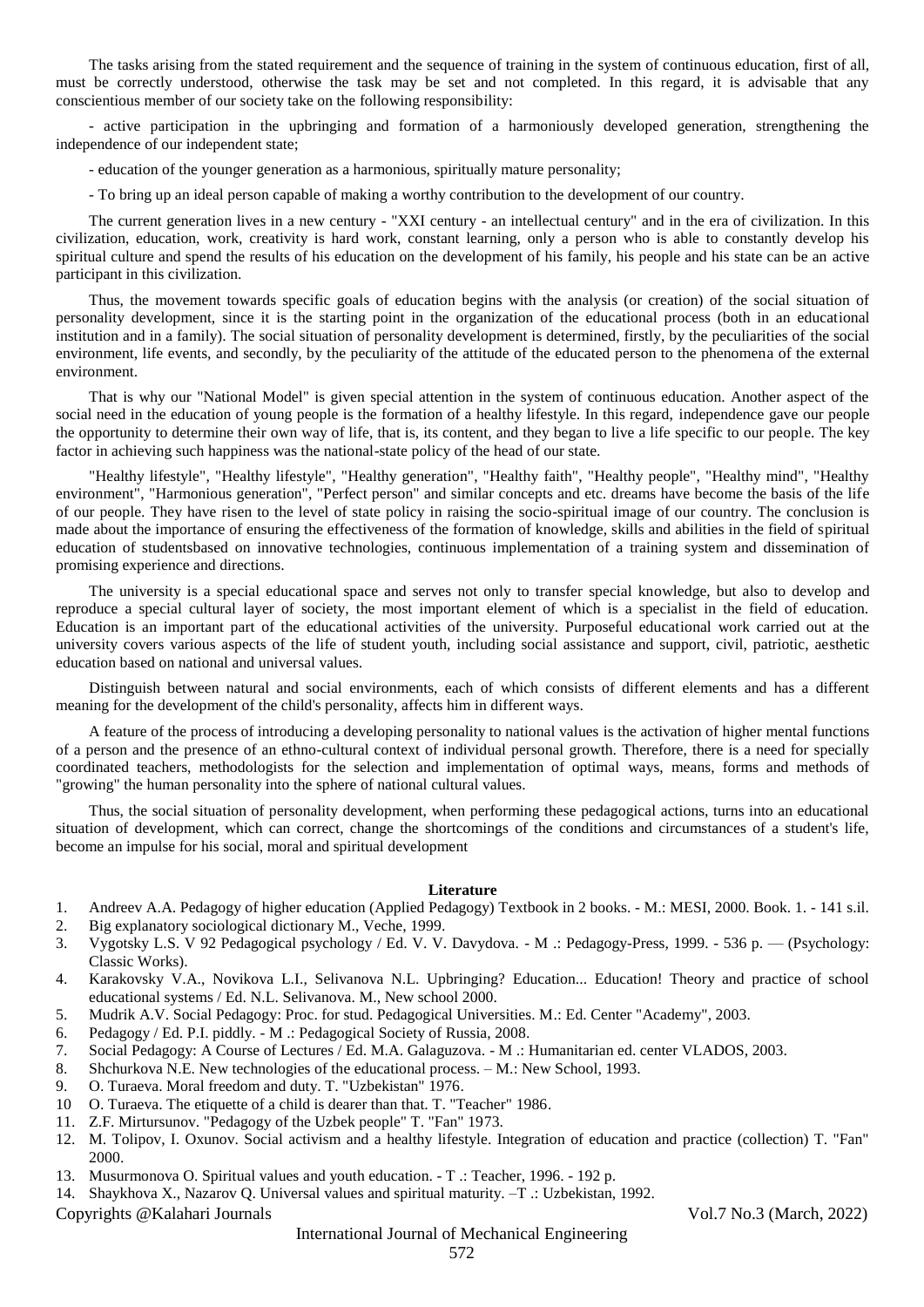The tasks arising from the stated requirement and the sequence of training in the system of continuous education, first of all, must be correctly understood, otherwise the task may be set and not completed. In this regard, it is advisable that any conscientious member of our society take on the following responsibility:

- active participation in the upbringing and formation of a harmoniously developed generation, strengthening the independence of our independent state;

- education of the younger generation as a harmonious, spiritually mature personality;

- To bring up an ideal person capable of making a worthy contribution to the development of our country.

The current generation lives in a new century - "XXI century - an intellectual century" and in the era of civilization. In this civilization, education, work, creativity is hard work, constant learning, only a person who is able to constantly develop his spiritual culture and spend the results of his education on the development of his family, his people and his state can be an active participant in this civilization.

Thus, the movement towards specific goals of education begins with the analysis (or creation) of the social situation of personality development, since it is the starting point in the organization of the educational process (both in an educational institution and in a family). The social situation of personality development is determined, firstly, by the peculiarities of the social environment, life events, and secondly, by the peculiarity of the attitude of the educated person to the phenomena of the external environment.

That is why our "National Model" is given special attention in the system of continuous education. Another aspect of the social need in the education of young people is the formation of a healthy lifestyle. In this regard, independence gave our people the opportunity to determine their own way of life, that is, its content, and they began to live a life specific to our people. The key factor in achieving such happiness was the national-state policy of the head of our state.

"Healthy lifestyle", "Healthy lifestyle", "Healthy generation", "Healthy faith", "Healthy people", "Healthy mind", "Healthy environment", "Harmonious generation", "Perfect person" and similar concepts and etc. dreams have become the basis of the life of our people. They have risen to the level of state policy in raising the socio-spiritual image of our country. The conclusion is made about the importance of ensuring the effectiveness of the formation of knowledge, skills and abilities in the field of spiritual education of studentsbased on innovative technologies, continuous implementation of a training system and dissemination of promising experience and directions.

The university is a special educational space and serves not only to transfer special knowledge, but also to develop and reproduce a special cultural layer of society, the most important element of which is a specialist in the field of education. Education is an important part of the educational activities of the university. Purposeful educational work carried out at the university covers various aspects of the life of student youth, including social assistance and support, civil, patriotic, aesthetic education based on national and universal values.

Distinguish between natural and social environments, each of which consists of different elements and has a different meaning for the development of the child's personality, affects him in different ways.

A feature of the process of introducing a developing personality to national values is the activation of higher mental functions of a person and the presence of an ethno-cultural context of individual personal growth. Therefore, there is a need for specially coordinated teachers, methodologists for the selection and implementation of optimal ways, means, forms and methods of "growing" the human personality into the sphere of national cultural values.

Thus, the social situation of personality development, when performing these pedagogical actions, turns into an educational situation of development, which can correct, change the shortcomings of the conditions and circumstances of a student's life, become an impulse for his social, moral and spiritual development

## Literature

1. Andreev A.A. Pedagogy of higher education (Applied Pedagogy) Textbook in 2 books. - M.: MESI, 2000. Book. 1. - 141 s.il.
2. Big explanatory sociological dictionary M., Veche, 1999.
3. Vygotsky L.S. V 92 Pedagogical psychology / Ed. V. V. Davydova. - M .: Pedagogy-Press, 1999. - 536 p. — (Psychology: Classic Works).
4. Karakovsky V.A., Novikova L.I., Selivanova N.L. Upbringing? Education... Education! Theory and practice of school educational systems / Ed. N.L. Selivanova. M., New school 2000.
5. Mudrik A.V. Social Pedagogy: Proc. for stud. Pedagogical Universities. M.: Ed. Center "Academy", 2003.
6. Pedagogy / Ed. P.I. piddly. - M .: Pedagogical Society of Russia, 2008.
7. Social Pedagogy: A Course of Lectures / Ed. M.A. Galaguzova. - M .: Humanitarian ed. center VLADOS, 2003.
8. Shchurkova N.E. New technologies of the educational process. – M.: New School, 1993.
9. O. Turaeva. Moral freedom and duty. T. "Uzbekistan" 1976.
10. O. Turaeva. The etiquette of a child is dearer than that. T. "Teacher" 1986.
11. Z.F. Mirtursunov. "Pedagogy of the Uzbek people" T. "Fan" 1973.
12. M. Tolipov, I. Oxunov. Social activism and a healthy lifestyle. Integration of education and practice (collection) T. "Fan" 2000.
13. Musurmonova O. Spiritual values and youth education. - T .: Teacher, 1996. - 192 p.
14. Shaykhova X., Nazarov Q. Universal values and spiritual maturity. –T .: Uzbekistan, 1992.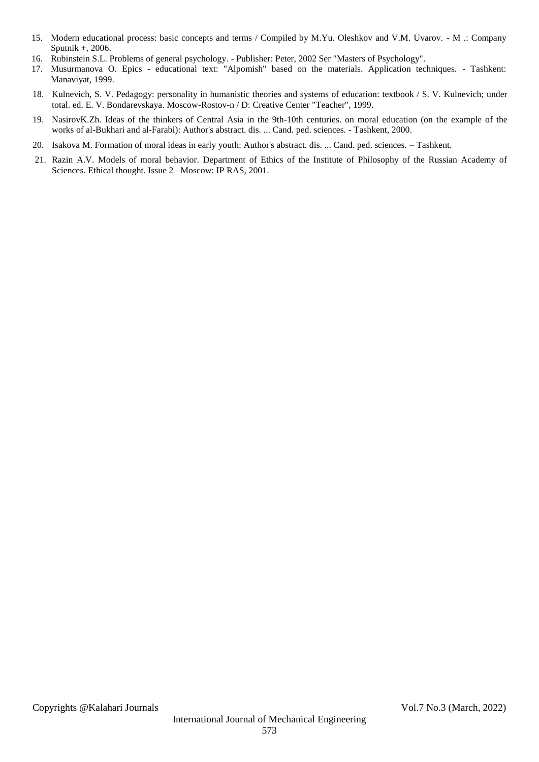15. Modern educational process: basic concepts and terms / Compiled by M.Yu. Oleshkov and V.M. Uvarov. - M .: Company Sputnik +, 2006.
16. Rubinstein S.L. Problems of general psychology. - Publisher: Peter, 2002 Ser "Masters of Psychology".
17. Musurmanova O. Epics - educational text: "Alpomish" based on the materials. Application techniques. - Tashkent: Manaviyat, 1999.
18. Kulnevich, S. V. Pedagogy: personality in humanistic theories and systems of education: textbook / S. V. Kulnevich; under total. ed. E. V. Bondarevskaya. Moscow-Rostov-n / D: Creative Center "Teacher", 1999.
19. NasirovK.Zh. Ideas of the thinkers of Central Asia in the 9th-10th centuries. on moral education (on the example of the works of al-Bukhari and al-Farabi): Author's abstract. dis. ... Cand. ped. sciences. - Tashkent, 2000.
20. Isakova M. Formation of moral ideas in early youth: Author's abstract. dis. ... Cand. ped. sciences. – Tashkent.
21. Razin A.V. Models of moral behavior. Department of Ethics of the Institute of Philosophy of the Russian Academy of Sciences. Ethical thought. Issue 2– Moscow: IP RAS, 2001.